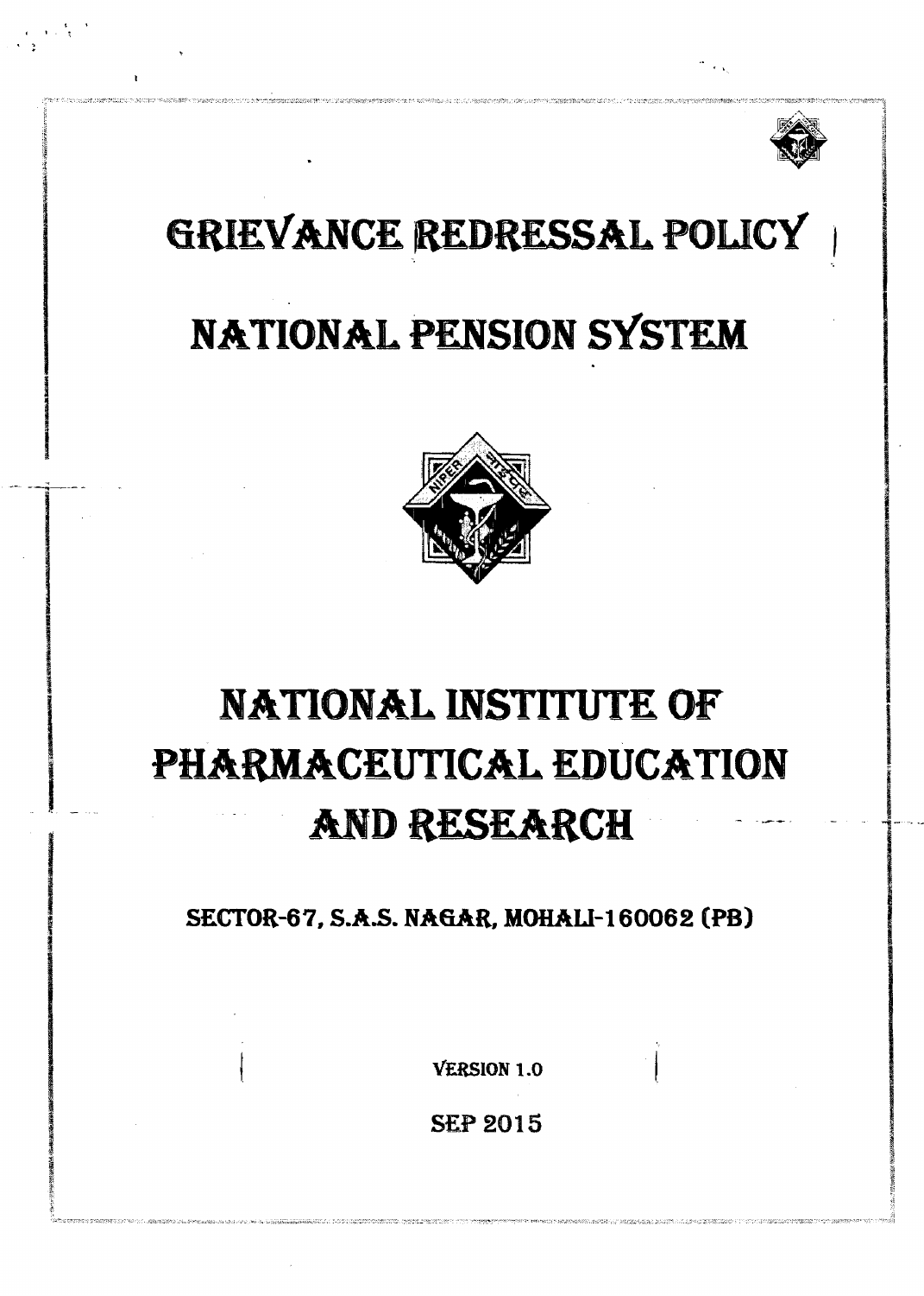# GRIEVANCE REDRESSAL POLICY

# NATIONAL PENSION SYSTEM

# NATIONAL INSTITUTE OF PHARMACEUTICAL EDUCATION AND RESEARCH

**SECTOR-67, S.A.S. NAGAR, MOHALI-160062 (PB)**

VERSION 1.0

SEP 2015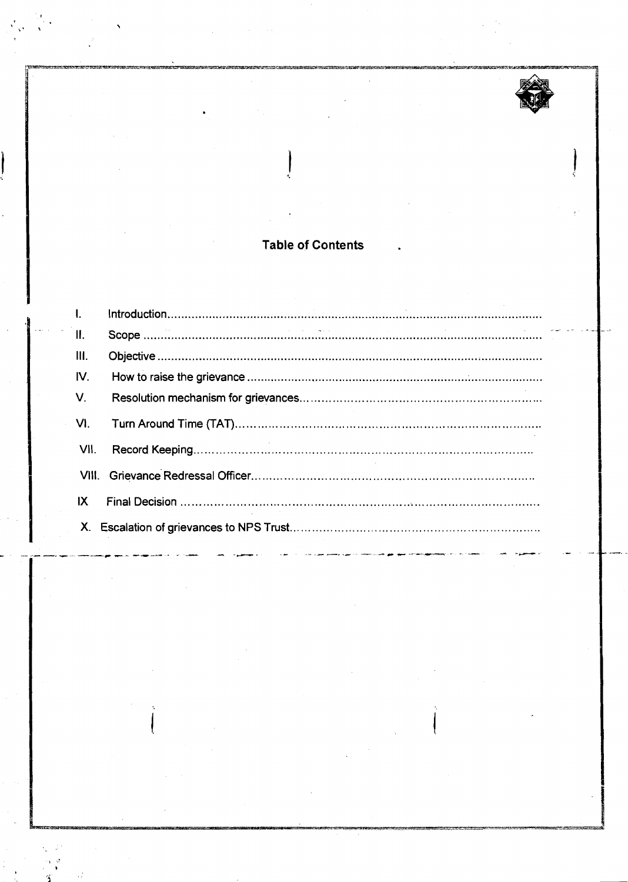## Table of Contents

I. Introduction..........................................................................................................

II. Scope ...................................................................................................................

III. Objective ..............................................................................................................

IV. How to raise the grievance .....................................................................................

V. Resolution mechanism for grievances.......................................................................

VI. Turn Around Time (TAT)...........................................................................................

VII. Record Keeping.....................................................................................................

VIII. Grievance Redressal Officer....................................................................................

IX Final Decision ..........................................................................................................

X. Escalation of grievances to NPS Trust........................................................................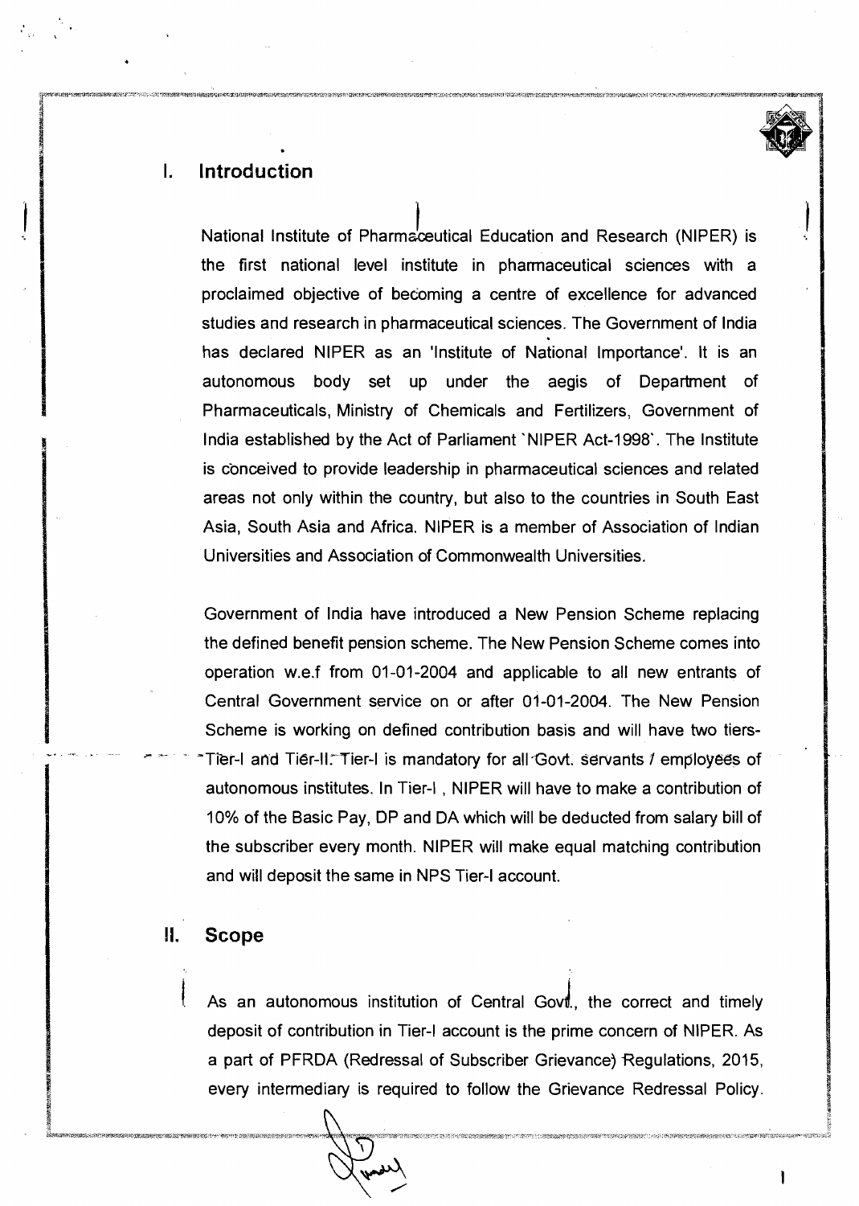## I. Introduction

National Institute of Pharmaceutical Education and Research (NIPER) is the first national level institute in pharmaceutical sciences with a proclaimed objective of becoming a centre of excellence for advanced studies and research in pharmaceutical sciences. The Government of India has declared NIPER as an 'Institute of National Importance'. It is an autonomous body set up under the aegis of Department of Pharmaceuticals, Ministry of Chemicals and Fertilizers, Government of India established by the Act of Parliament `NIPER Act-1998`. The Institute is conceived to provide leadership in pharmaceutical sciences and related areas not only within the country, but also to the countries in South East Asia, South Asia and Africa. NIPER is a member of Association of Indian Universities and Association of Commonwealth Universities.

Government of India have introduced a New Pension Scheme replacing the defined benefit pension scheme. The New Pension Scheme comes into operation w.e.f from 01-01-2004 and applicable to all new entrants of Central Government service on or after 01-01-2004. The New Pension Scheme is working on defined contribution basis and will have two tiers-Tier-I and Tier-II. Tier-I is mandatory for all Govt. servants / employees of autonomous institutes. In Tier-I , NIPER will have to make a contribution of 10% of the Basic Pay, DP and DA which will be deducted from salary bill of the subscriber every month. NIPER will make equal matching contribution and will deposit the same in NPS Tier-I account.

## II. Scope

As an autonomous institution of Central Govt., the correct and timely deposit of contribution in Tier-I account is the prime concern of NIPER. As a part of PFRDA (Redressal of Subscriber Grievance) Regulations, 2015, every intermediary is required to follow the Grievance Redressal Policy.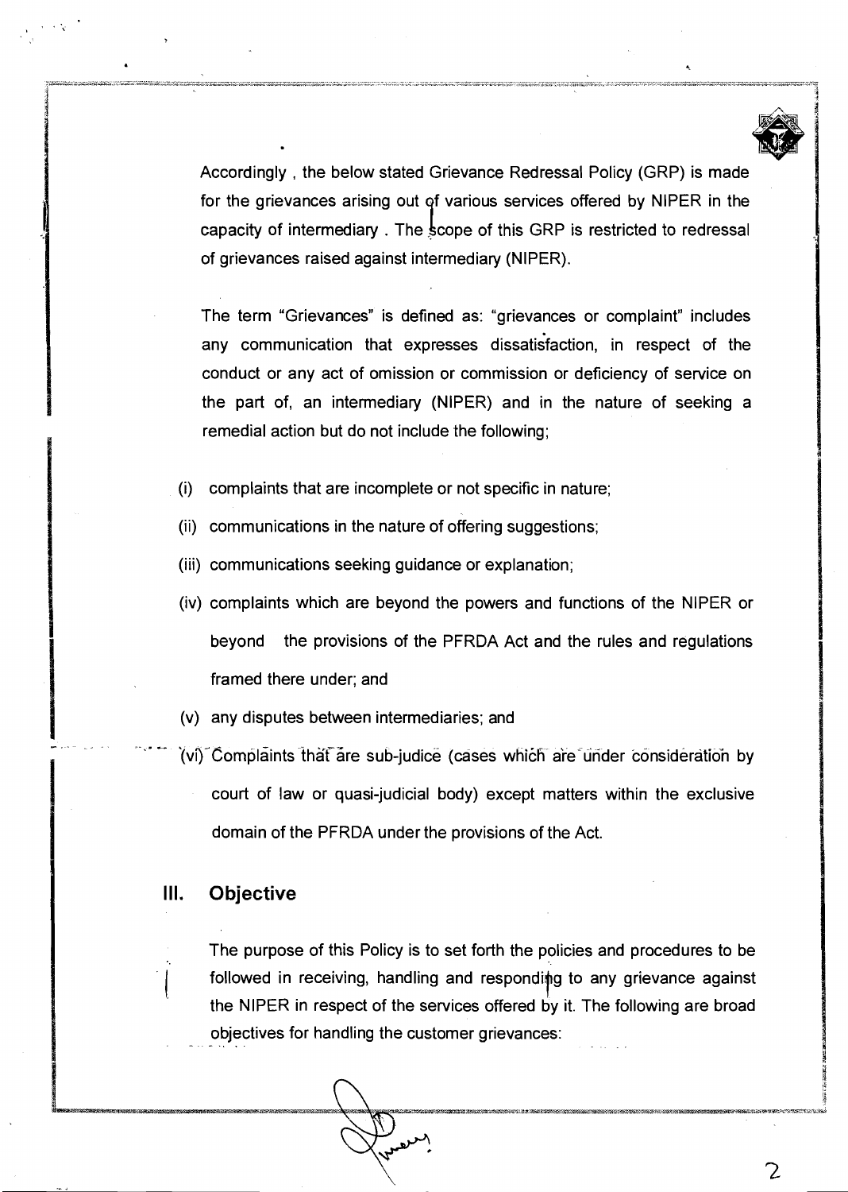Accordingly , the below stated Grievance Redressal Policy (GRP) is made for the grievances arising out of various services offered by NIPER in the capacity of intermediary . The scope of this GRP is restricted to redressal of grievances raised against intermediary (NIPER).

The term "Grievances" is defined as: "grievances or complaint" includes any communication that expresses dissatisfaction, in respect of the conduct or any act of omission or commission or deficiency of service on the part of, an intermediary (NIPER) and in the nature of seeking a remedial action but do not include the following;

(i) complaints that are incomplete or not specific in nature;

(ii) communications in the nature of offering suggestions;

(iii) communications seeking guidance or explanation;

(iv) complaints which are beyond the powers and functions of the NIPER or beyond the provisions of the PFRDA Act and the rules and regulations framed there under; and

(v) any disputes between intermediaries; and

(vi) Complaints that are sub-judice (cases which are under consideration by court of law or quasi-judicial body) except matters within the exclusive domain of the PFRDA under the provisions of the Act.

## III. Objective

The purpose of this Policy is to set forth the policies and procedures to be followed in receiving, handling and responding to any grievance against the NIPER in respect of the services offered by it. The following are broad objectives for handling the customer grievances: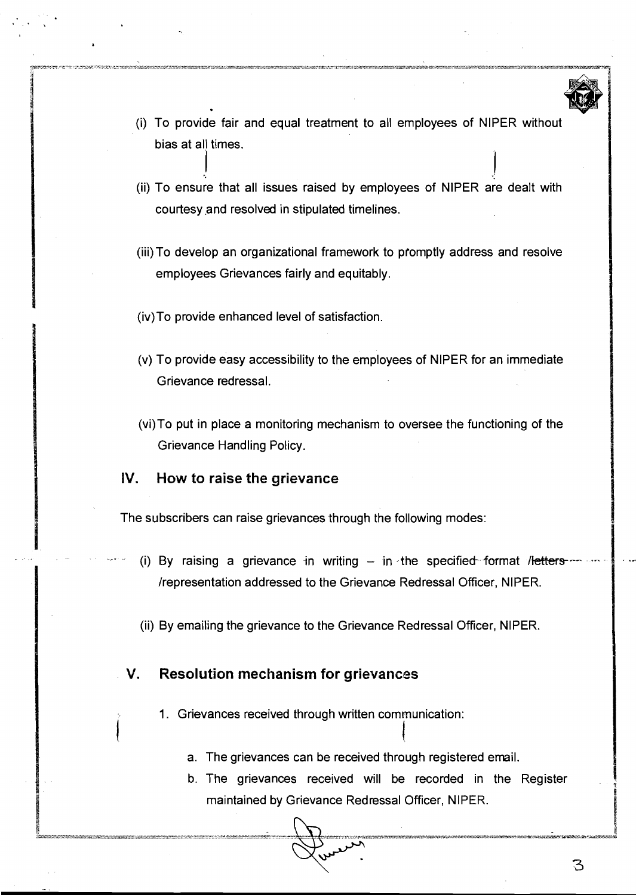(i) To provide fair and equal treatment to all employees of NIPER without bias at all times.

(ii) To ensure that all issues raised by employees of NIPER are dealt with courtesy and resolved in stipulated timelines.

(iii) To develop an organizational framework to promptly address and resolve employees Grievances fairly and equitably.

(iv) To provide enhanced level of satisfaction.

(v) To provide easy accessibility to the employees of NIPER for an immediate Grievance redressal.

(vi) To put in place a monitoring mechanism to oversee the functioning of the Grievance Handling Policy.

## IV. How to raise the grievance

The subscribers can raise grievances through the following modes:

(i) By raising a grievance in writing – in the specified format /letters /representation addressed to the Grievance Redressal Officer, NIPER.

(ii) By emailing the grievance to the Grievance Redressal Officer, NIPER.

## V. Resolution mechanism for grievances

1. Grievances received through written communication:

   a. The grievances can be received through registered email.

   b. The grievances received will be recorded in the Register maintained by Grievance Redressal Officer, NIPER.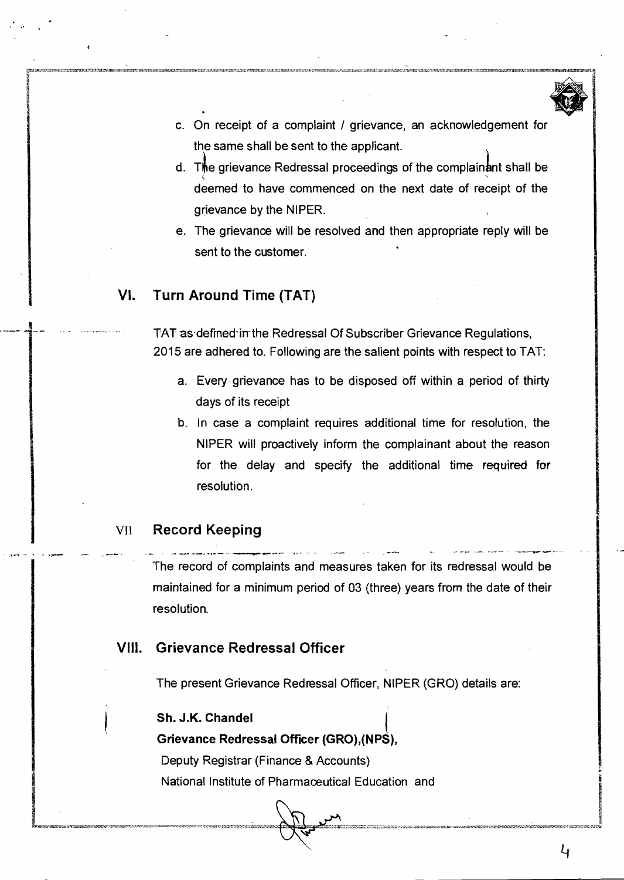c. On receipt of a complaint / grievance, an acknowledgement for the same shall be sent to the applicant.

d. The grievance Redressal proceedings of the complainant shall be deemed to have commenced on the next date of receipt of the grievance by the NIPER.

e. The grievance will be resolved and then appropriate reply will be sent to the customer.

## VI. Turn Around Time (TAT)

TAT as defined in the Redressal Of Subscriber Grievance Regulations, 2015 are adhered to. Following are the salient points with respect to TAT:

a. Every grievance has to be disposed off within a period of thirty days of its receipt

b. In case a complaint requires additional time for resolution, the NIPER will proactively inform the complainant about the reason for the delay and specify the additional time required for resolution.

## VII Record Keeping

The record of complaints and measures taken for its redressal would be maintained for a minimum period of 03 (three) years from the date of their resolution.

## VIII. Grievance Redressal Officer

The present Grievance Redressal Officer, NIPER (GRO) details are:

**Sh. J.K. Chandel**
**Grievance Redressal Officer (GRO),(NPS),**
Deputy Registrar (Finance & Accounts)
National Institute of Pharmaceutical Education and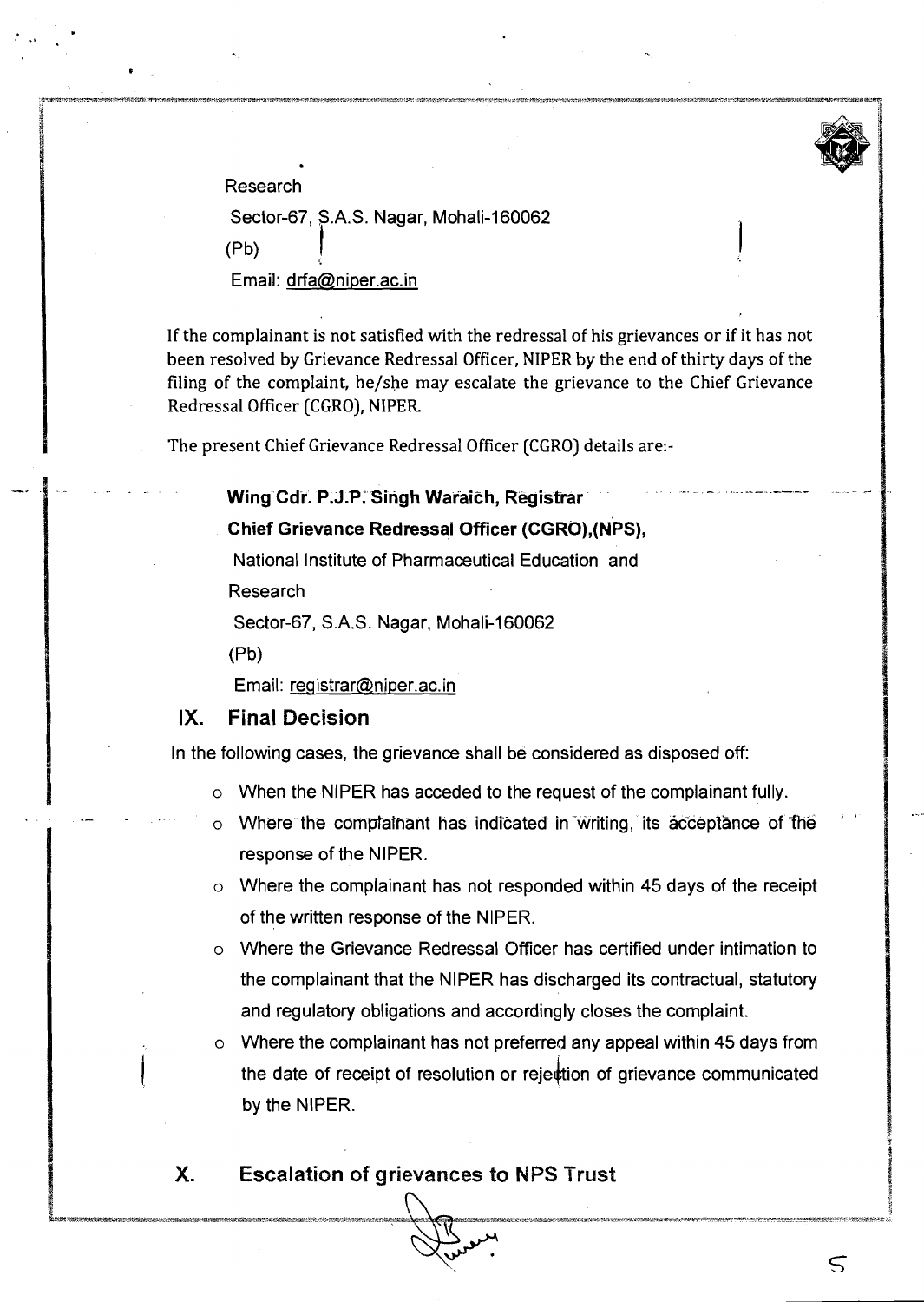Research

Sector-67, S.A.S. Nagar, Mohali-160062

(Pb)

Email: drfa@niper.ac.in

If the complainant is not satisfied with the redressal of his grievances or if it has not been resolved by Grievance Redressal Officer, NIPER by the end of thirty days of the filing of the complaint, he/she may escalate the grievance to the Chief Grievance Redressal Officer (CGRO), NIPER.

The present Chief Grievance Redressal Officer (CGRO) details are:-

**Wing Cdr. P.J.P. Singh Waraich, Registrar**

**Chief Grievance Redressal Officer (CGRO),(NPS),**

National Institute of Pharmaceutical Education and Research

Sector-67, S.A.S. Nagar, Mohali-160062

(Pb)

Email: registrar@niper.ac.in

## IX. Final Decision

In the following cases, the grievance shall be considered as disposed off:

- When the NIPER has acceded to the request of the complainant fully.
- Where the complainant has indicated in writing, its acceptance of the response of the NIPER.
- Where the complainant has not responded within 45 days of the receipt of the written response of the NIPER.
- Where the Grievance Redressal Officer has certified under intimation to the complainant that the NIPER has discharged its contractual, statutory and regulatory obligations and accordingly closes the complaint.
- Where the complainant has not preferred any appeal within 45 days from the date of receipt of resolution or rejection of grievance communicated by the NIPER.

## X. Escalation of grievances to NPS Trust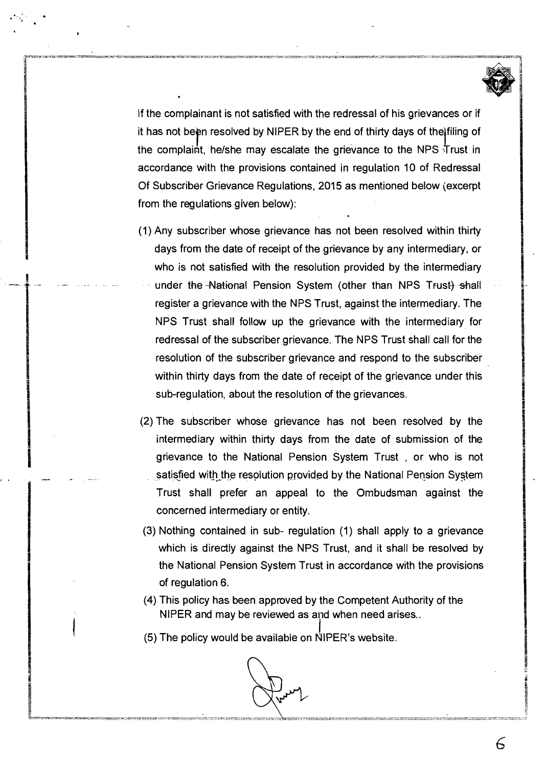If the complainant is not satisfied with the redressal of his grievances or if it has not been resolved by NIPER by the end of thirty days of the filing of the complaint, he/she may escalate the grievance to the NPS Trust in accordance with the provisions contained in regulation 10 of Redressal Of Subscriber Grievance Regulations, 2015 as mentioned below (excerpt from the regulations given below):

(1) Any subscriber whose grievance has not been resolved within thirty days from the date of receipt of the grievance by any intermediary, or who is not satisfied with the resolution provided by the intermediary under the National Pension System (other than NPS Trust) shall register a grievance with the NPS Trust, against the intermediary. The NPS Trust shall follow up the grievance with the intermediary for redressal of the subscriber grievance. The NPS Trust shall call for the resolution of the subscriber grievance and respond to the subscriber within thirty days from the date of receipt of the grievance under this sub-regulation, about the resolution of the grievances.

(2) The subscriber whose grievance has not been resolved by the intermediary within thirty days from the date of submission of the grievance to the National Pension System Trust , or who is not satisfied with the resolution provided by the National Pension System Trust shall prefer an appeal to the Ombudsman against the concerned intermediary or entity.

(3) Nothing contained in sub- regulation (1) shall apply to a grievance which is directly against the NPS Trust, and it shall be resolved by the National Pension System Trust in accordance with the provisions of regulation 6.

(4) This policy has been approved by the Competent Authority of the NIPER and may be reviewed as and when need arises..

(5) The policy would be available on NIPER's website.